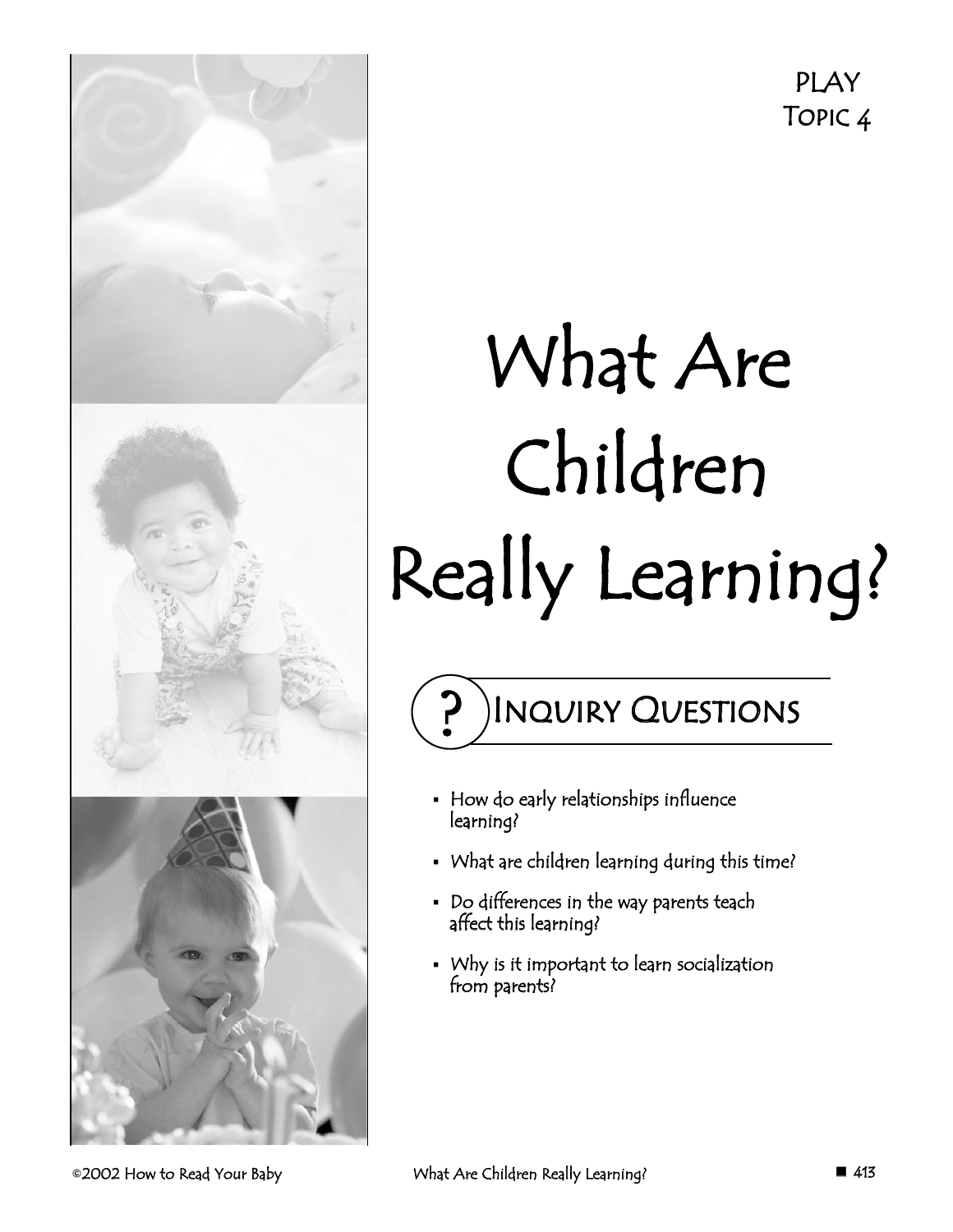PLAY
TOPIC 4

# What Are Children Really Learning?

## ? INQUIRY QUESTIONS

- How do early relationships influence learning?
- What are children learning during this time?
- Do differences in the way parents teach affect this learning?
- Why is it important to learn socialization from parents?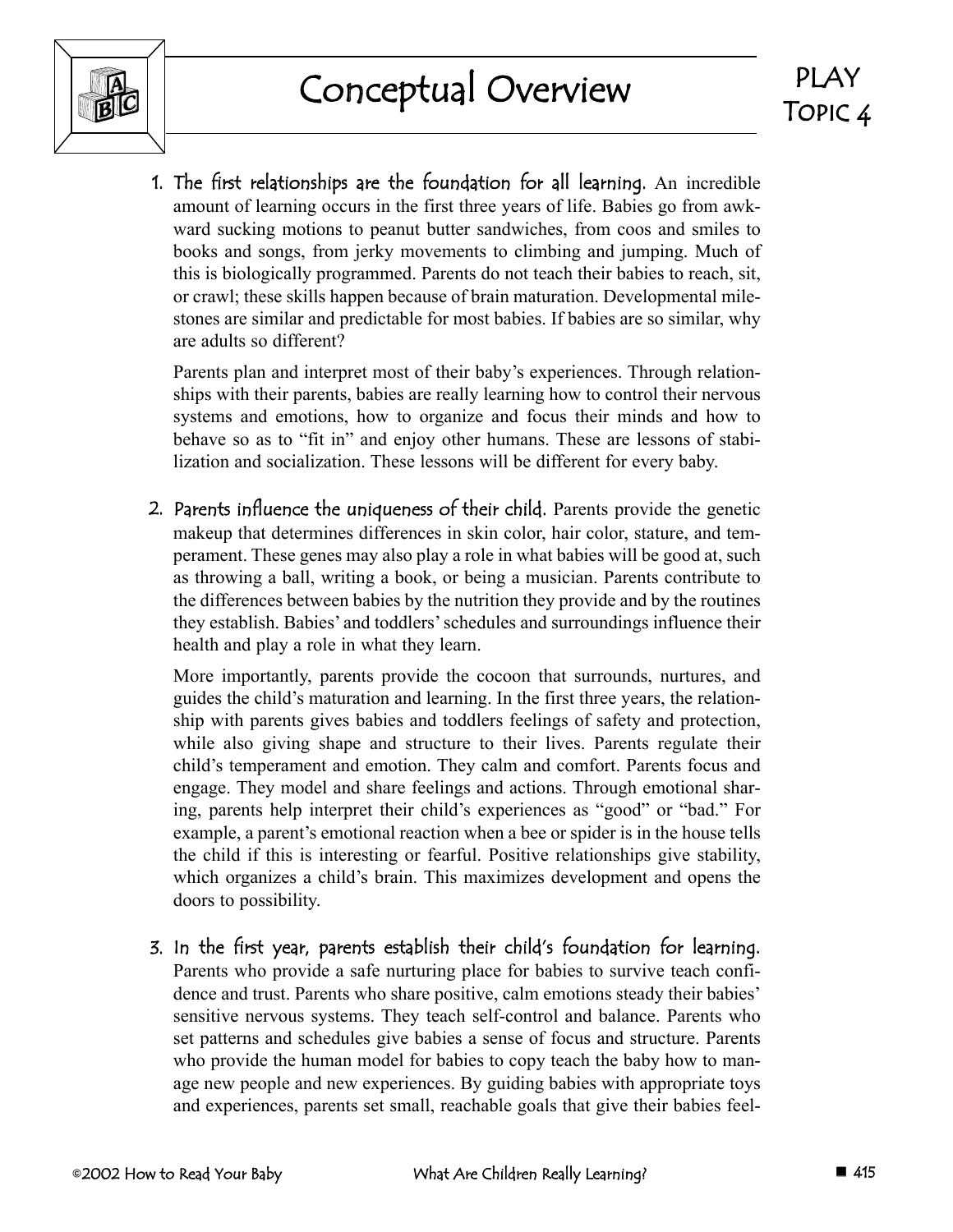# Conceptual Overview

PLAY
Topic 4

1. **The first relationships are the foundation for all learning.** An incredible amount of learning occurs in the first three years of life. Babies go from awkward sucking motions to peanut butter sandwiches, from coos and smiles to books and songs, from jerky movements to climbing and jumping. Much of this is biologically programmed. Parents do not teach their babies to reach, sit, or crawl; these skills happen because of brain maturation. Developmental milestones are similar and predictable for most babies. If babies are so similar, why are adults so different?

   Parents plan and interpret most of their baby's experiences. Through relationships with their parents, babies are really learning how to control their nervous systems and emotions, how to organize and focus their minds and how to behave so as to "fit in" and enjoy other humans. These are lessons of stabilization and socialization. These lessons will be different for every baby.

2. **Parents influence the uniqueness of their child.** Parents provide the genetic makeup that determines differences in skin color, hair color, stature, and temperament. These genes may also play a role in what babies will be good at, such as throwing a ball, writing a book, or being a musician. Parents contribute to the differences between babies by the nutrition they provide and by the routines they establish. Babies' and toddlers' schedules and surroundings influence their health and play a role in what they learn.

   More importantly, parents provide the cocoon that surrounds, nurtures, and guides the child's maturation and learning. In the first three years, the relationship with parents gives babies and toddlers feelings of safety and protection, while also giving shape and structure to their lives. Parents regulate their child's temperament and emotion. They calm and comfort. Parents focus and engage. They model and share feelings and actions. Through emotional sharing, parents help interpret their child's experiences as "good" or "bad." For example, a parent's emotional reaction when a bee or spider is in the house tells the child if this is interesting or fearful. Positive relationships give stability, which organizes a child's brain. This maximizes development and opens the doors to possibility.

3. **In the first year, parents establish their child's foundation for learning.** Parents who provide a safe nurturing place for babies to survive teach confidence and trust. Parents who share positive, calm emotions steady their babies' sensitive nervous systems. They teach self-control and balance. Parents who set patterns and schedules give babies a sense of focus and structure. Parents who provide the human model for babies to copy teach the baby how to manage new people and new experiences. By guiding babies with appropriate toys and experiences, parents set small, reachable goals that give their babies feel-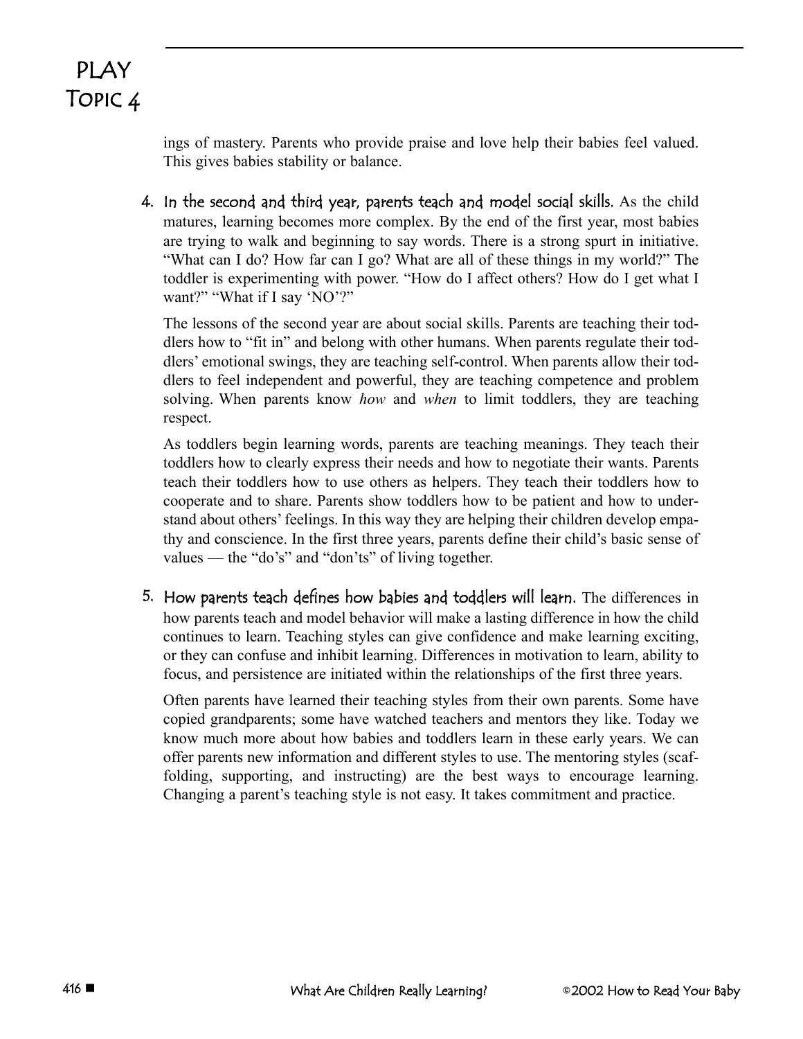ings of mastery. Parents who provide praise and love help their babies feel valued. This gives babies stability or balance.

4. **In the second and third year, parents teach and model social skills.** As the child matures, learning becomes more complex. By the end of the first year, most babies are trying to walk and beginning to say words. There is a strong spurt in initiative. "What can I do? How far can I go? What are all of these things in my world?" The toddler is experimenting with power. "How do I affect others? How do I get what I want?" "What if I say 'NO'?"

   The lessons of the second year are about social skills. Parents are teaching their toddlers how to "fit in" and belong with other humans. When parents regulate their toddlers' emotional swings, they are teaching self-control. When parents allow their toddlers to feel independent and powerful, they are teaching competence and problem solving. When parents know *how* and *when* to limit toddlers, they are teaching respect.

   As toddlers begin learning words, parents are teaching meanings. They teach their toddlers how to clearly express their needs and how to negotiate their wants. Parents teach their toddlers how to use others as helpers. They teach their toddlers how to cooperate and to share. Parents show toddlers how to be patient and how to understand about others' feelings. In this way they are helping their children develop empathy and conscience. In the first three years, parents define their child's basic sense of values — the "do's" and "don'ts" of living together.

5. **How parents teach defines how babies and toddlers will learn.** The differences in how parents teach and model behavior will make a lasting difference in how the child continues to learn. Teaching styles can give confidence and make learning exciting, or they can confuse and inhibit learning. Differences in motivation to learn, ability to focus, and persistence are initiated within the relationships of the first three years.

   Often parents have learned their teaching styles from their own parents. Some have copied grandparents; some have watched teachers and mentors they like. Today we know much more about how babies and toddlers learn in these early years. We can offer parents new information and different styles to use. The mentoring styles (scaffolding, supporting, and instructing) are the best ways to encourage learning. Changing a parent's teaching style is not easy. It takes commitment and practice.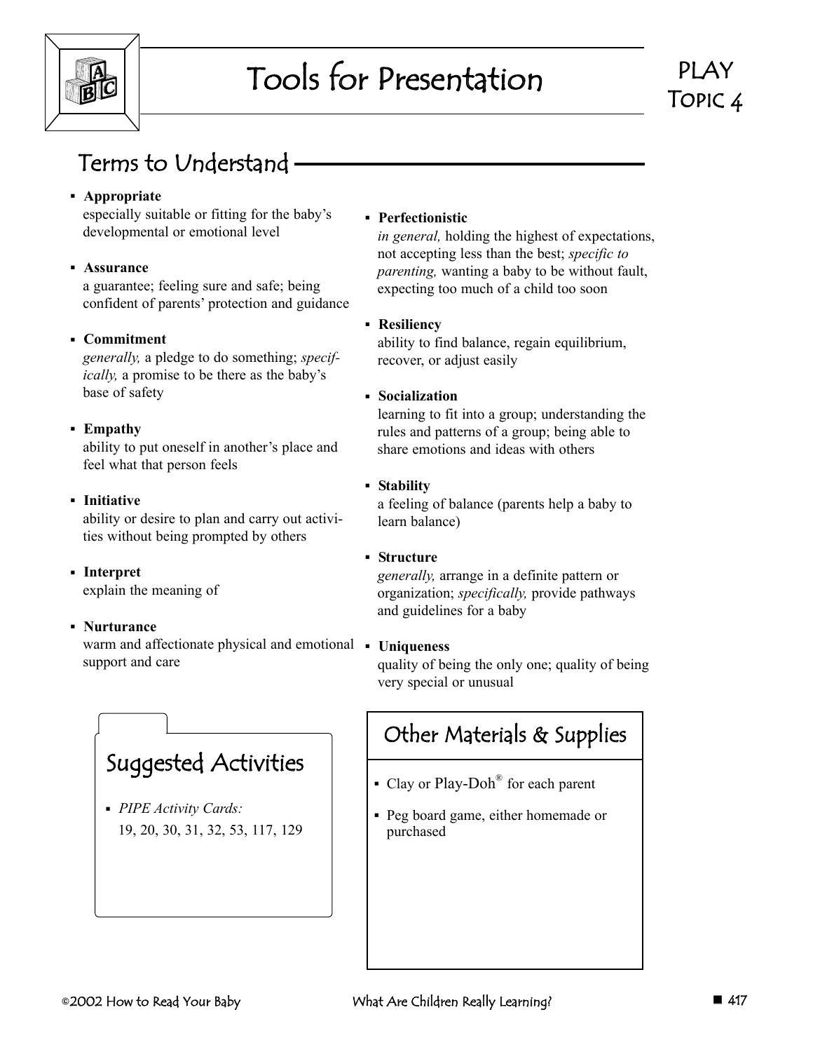# Tools for Presentation

PLAY
Topic 4

## Terms to Understand

- **Appropriate**
  especially suitable or fitting for the baby's developmental or emotional level

- **Assurance**
  a guarantee; feeling sure and safe; being confident of parents' protection and guidance

- **Commitment**
  *generally,* a pledge to do something; *specifically,* a promise to be there as the baby's base of safety

- **Empathy**
  ability to put oneself in another's place and feel what that person feels

- **Initiative**
  ability or desire to plan and carry out activities without being prompted by others

- **Interpret**
  explain the meaning of

- **Nurturance**
  warm and affectionate physical and emotional support and care

- **Perfectionistic**
  *in general,* holding the highest of expectations, not accepting less than the best; *specific to parenting,* wanting a baby to be without fault, expecting too much of a child too soon

- **Resiliency**
  ability to find balance, regain equilibrium, recover, or adjust easily

- **Socialization**
  learning to fit into a group; understanding the rules and patterns of a group; being able to share emotions and ideas with others

- **Stability**
  a feeling of balance (parents help a baby to learn balance)

- **Structure**
  *generally,* arrange in a definite pattern or organization; *specifically,* provide pathways and guidelines for a baby

- **Uniqueness**
  quality of being the only one; quality of being very special or unusual

## Suggested Activities

- *PIPE Activity Cards:*
  19, 20, 30, 31, 32, 53, 117, 129

## Other Materials & Supplies

- Clay or Play-Doh® for each parent
- Peg board game, either homemade or purchased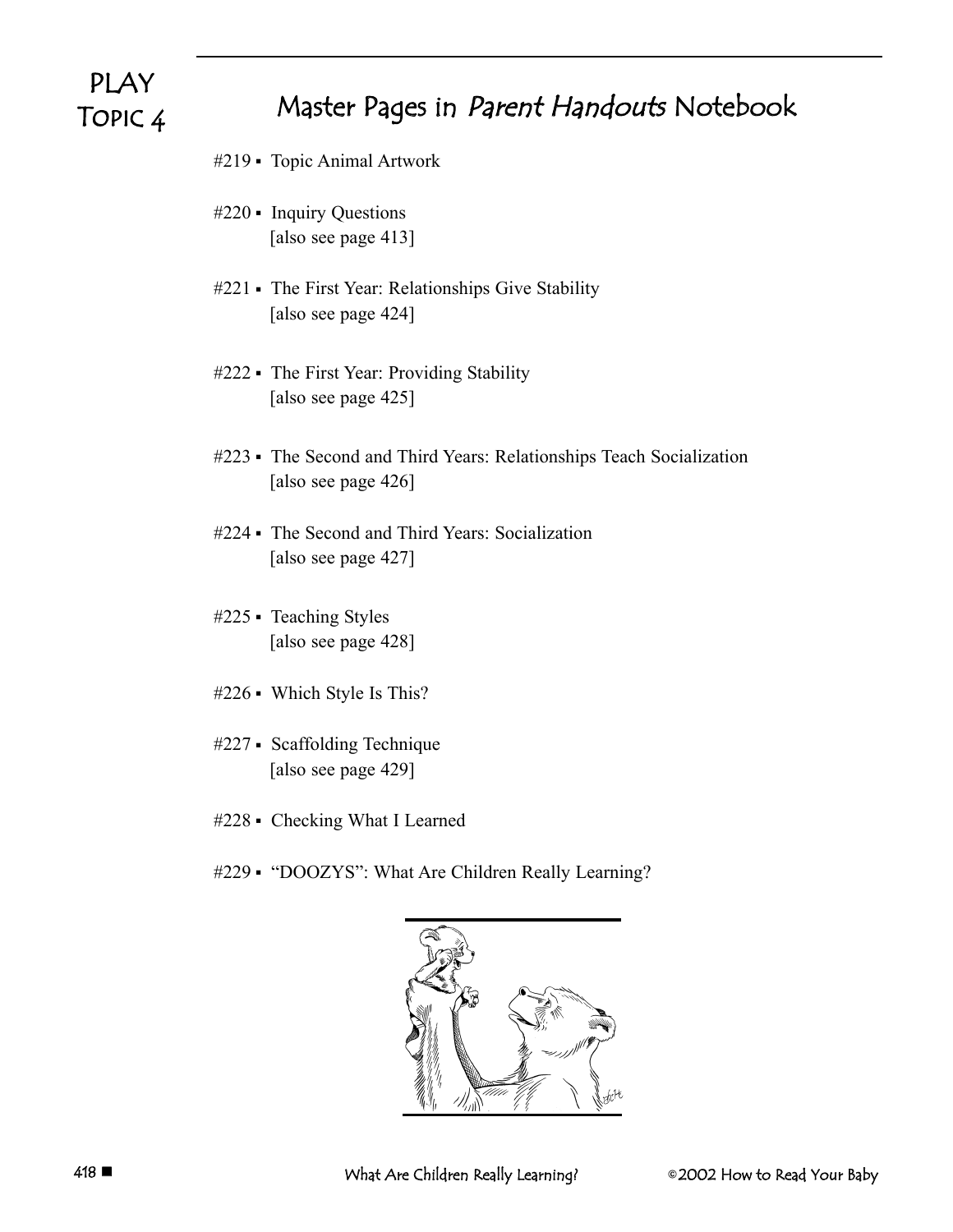PLAY
Topic 4

# Master Pages in *Parent Handouts* Notebook

#219 ▪ Topic Animal Artwork

#220 ▪ Inquiry Questions
[also see page 413]

#221 ▪ The First Year: Relationships Give Stability
[also see page 424]

#222 ▪ The First Year: Providing Stability
[also see page 425]

#223 ▪ The Second and Third Years: Relationships Teach Socialization
[also see page 426]

#224 ▪ The Second and Third Years: Socialization
[also see page 427]

#225 ▪ Teaching Styles
[also see page 428]

#226 ▪ Which Style Is This?

#227 ▪ Scaffolding Technique
[also see page 429]

#228 ▪ Checking What I Learned

#229 ▪ "DOOZYS": What Are Children Really Learning?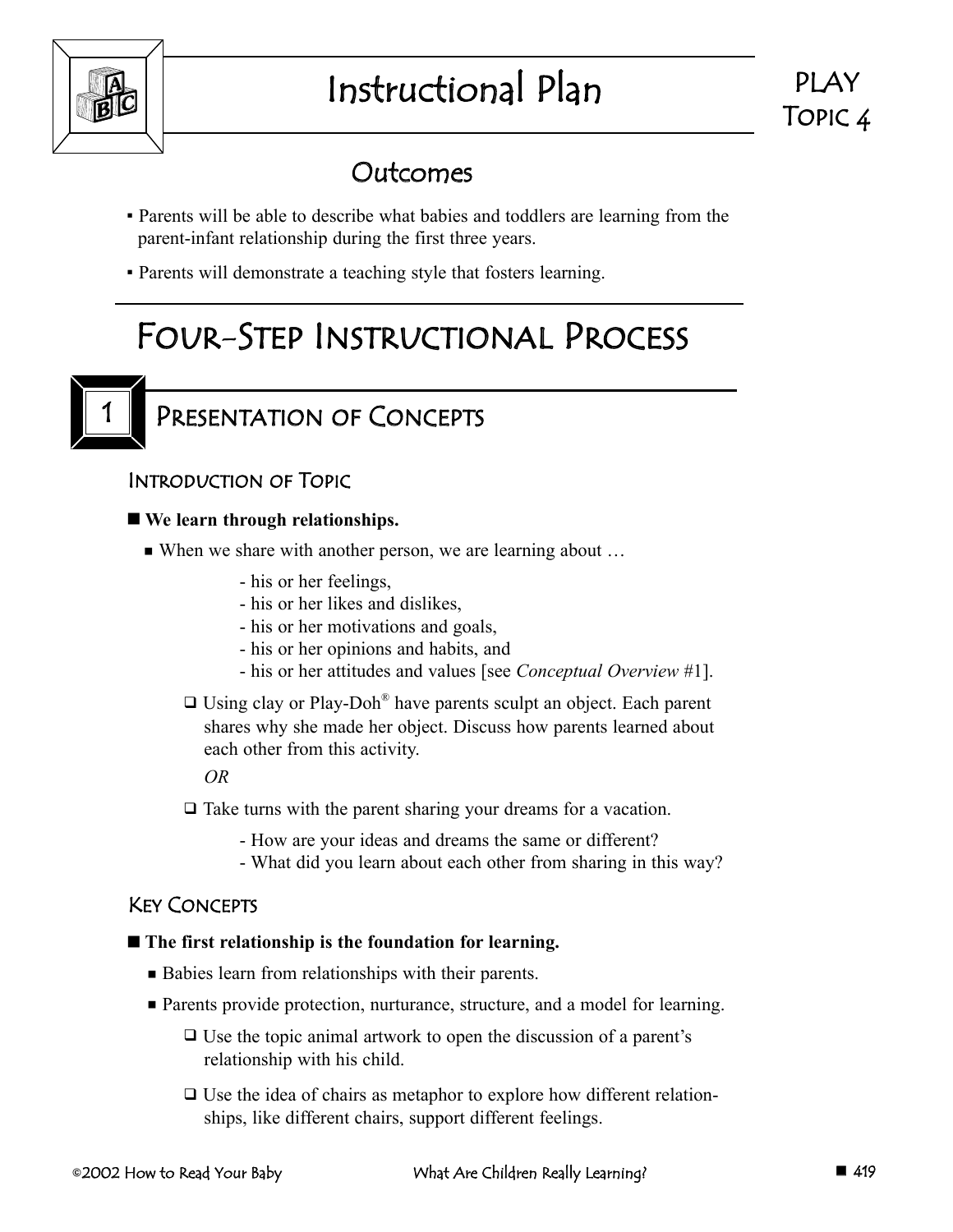# Instructional Plan

PLAY
TOPIC 4

## Outcomes

- Parents will be able to describe what babies and toddlers are learning from the parent-infant relationship during the first three years.
- Parents will demonstrate a teaching style that fosters learning.

## FOUR-STEP INSTRUCTIONAL PROCESS

## 1 PRESENTATION OF CONCEPTS

### INTRODUCTION OF TOPIC

- **We learn through relationships.**
  - When we share with another person, we are learning about …
    - his or her feelings,
    - his or her likes and dislikes,
    - his or her motivations and goals,
    - his or her opinions and habits, and
    - his or her attitudes and values [see *Conceptual Overview* #1].
    - ❑ Using clay or Play-Doh® have parents sculpt an object. Each parent shares why she made her object. Discuss how parents learned about each other from this activity.

      *OR*

    - ❑ Take turns with the parent sharing your dreams for a vacation.
      - How are your ideas and dreams the same or different?
      - What did you learn about each other from sharing in this way?

### KEY CONCEPTS

- **The first relationship is the foundation for learning.**
  - Babies learn from relationships with their parents.
  - Parents provide protection, nurturance, structure, and a model for learning.
    - ❑ Use the topic animal artwork to open the discussion of a parent's relationship with his child.
    - ❑ Use the idea of chairs as metaphor to explore how different relationships, like different chairs, support different feelings.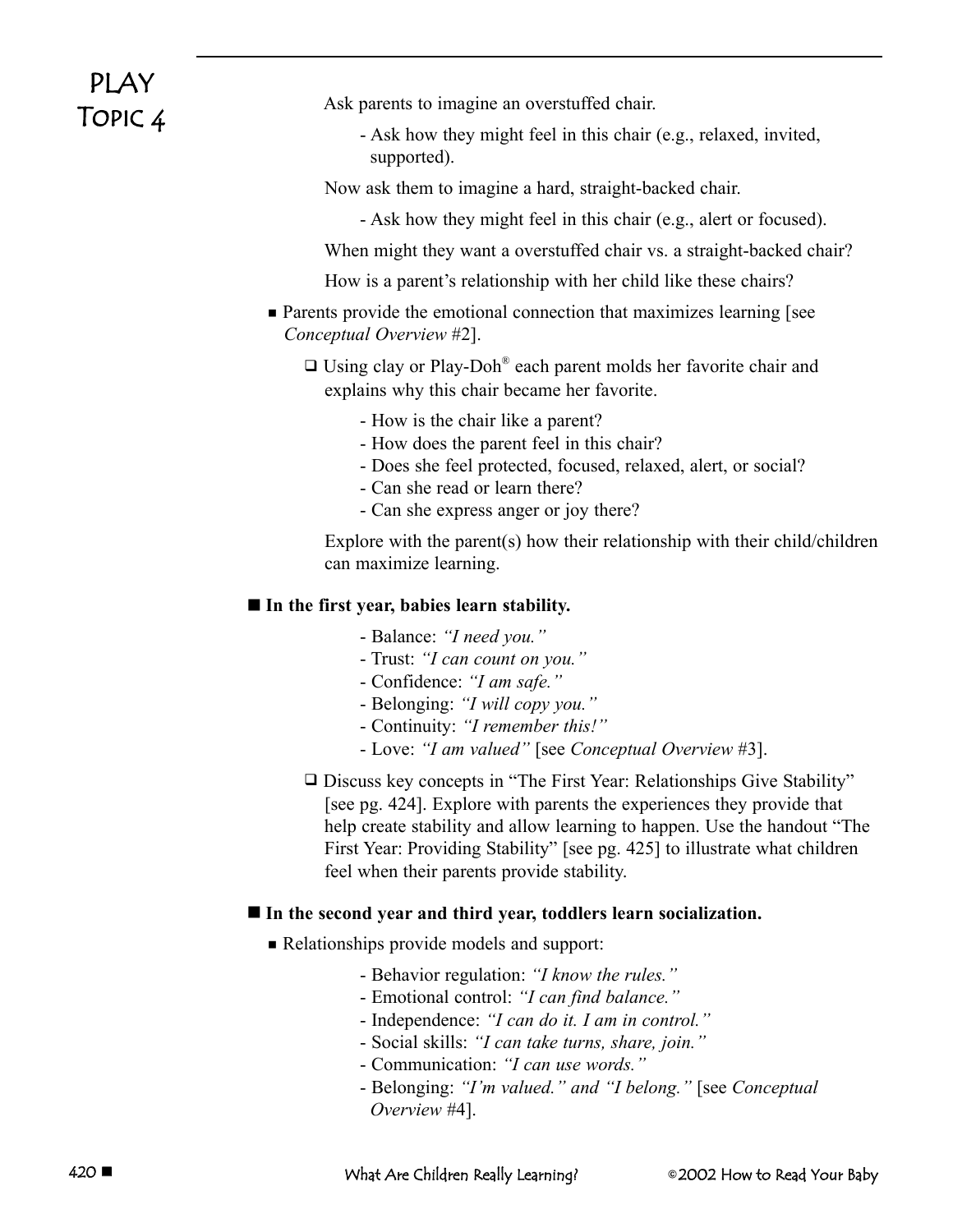# PLAY Topic 4

Ask parents to imagine an overstuffed chair.

- Ask how they might feel in this chair (e.g., relaxed, invited, supported).

Now ask them to imagine a hard, straight-backed chair.

- Ask how they might feel in this chair (e.g., alert or focused).

When might they want a overstuffed chair vs. a straight-backed chair?

How is a parent's relationship with her child like these chairs?

- Parents provide the emotional connection that maximizes learning [see *Conceptual Overview* #2].

  ❑ Using clay or Play-Doh® each parent molds her favorite chair and explains why this chair became her favorite.

  - How is the chair like a parent?
  - How does the parent feel in this chair?
  - Does she feel protected, focused, relaxed, alert, or social?
  - Can she read or learn there?
  - Can she express anger or joy there?

  Explore with the parent(s) how their relationship with their child/children can maximize learning.

## ■ In the first year, babies learn stability.

- Balance: *"I need you."*
- Trust: *"I can count on you."*
- Confidence: *"I am safe."*
- Belonging: *"I will copy you."*
- Continuity: *"I remember this!"*
- Love: *"I am valued"* [see *Conceptual Overview* #3].

❑ Discuss key concepts in "The First Year: Relationships Give Stability" [see pg. 424]. Explore with parents the experiences they provide that help create stability and allow learning to happen. Use the handout "The First Year: Providing Stability" [see pg. 425] to illustrate what children feel when their parents provide stability.

## ■ In the second year and third year, toddlers learn socialization.

- Relationships provide models and support:
  - Behavior regulation: *"I know the rules."*
  - Emotional control: *"I can find balance."*
  - Independence: *"I can do it. I am in control."*
  - Social skills: *"I can take turns, share, join."*
  - Communication: *"I can use words."*
  - Belonging: *"I'm valued." and "I belong."* [see *Conceptual Overview* #4].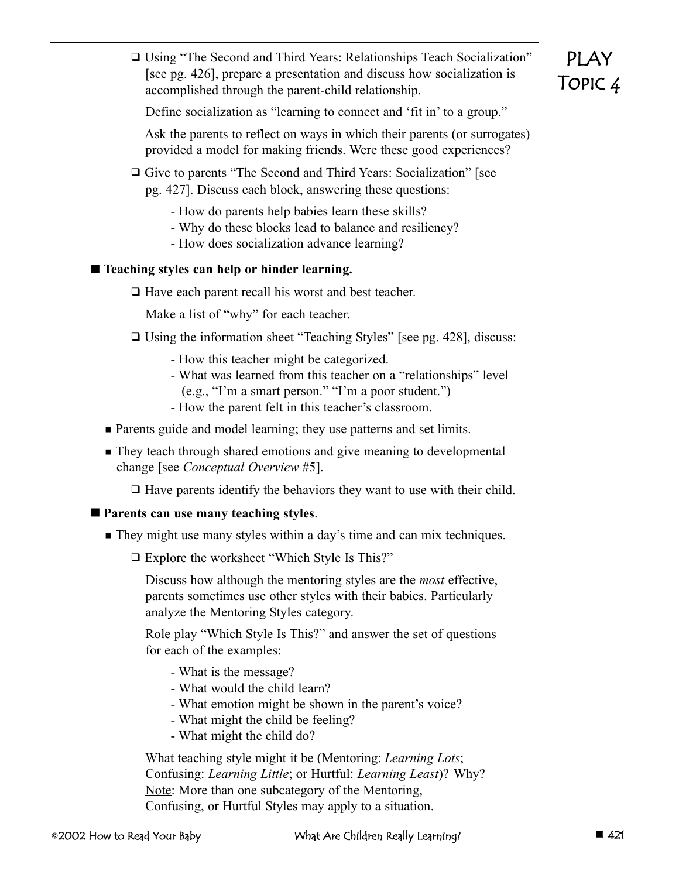- ❑ Using "The Second and Third Years: Relationships Teach Socialization" [see pg. 426], prepare a presentation and discuss how socialization is accomplished through the parent-child relationship.

  Define socialization as "learning to connect and 'fit in' to a group."

  Ask the parents to reflect on ways in which their parents (or surrogates) provided a model for making friends. Were these good experiences?

- ❑ Give to parents "The Second and Third Years: Socialization" [see pg. 427]. Discuss each block, answering these questions:

  - How do parents help babies learn these skills?
  - Why do these blocks lead to balance and resiliency?
  - How does socialization advance learning?

■ **Teaching styles can help or hinder learning.**

- ❑ Have each parent recall his worst and best teacher.

  Make a list of "why" for each teacher.

- ❑ Using the information sheet "Teaching Styles" [see pg. 428], discuss:

  - How this teacher might be categorized.
  - What was learned from this teacher on a "relationships" level (e.g., "I'm a smart person." "I'm a poor student.")
  - How the parent felt in this teacher's classroom.

- ■ Parents guide and model learning; they use patterns and set limits.
- ■ They teach through shared emotions and give meaning to developmental change [see *Conceptual Overview* #5].

  - ❑ Have parents identify the behaviors they want to use with their child.

■ **Parents can use many teaching styles**.

- ■ They might use many styles within a day's time and can mix techniques.

  - ❑ Explore the worksheet "Which Style Is This?"

    Discuss how although the mentoring styles are the *most* effective, parents sometimes use other styles with their babies. Particularly analyze the Mentoring Styles category.

    Role play "Which Style Is This?" and answer the set of questions for each of the examples:

    - What is the message?
    - What would the child learn?
    - What emotion might be shown in the parent's voice?
    - What might the child be feeling?
    - What might the child do?

    What teaching style might it be (Mentoring: *Learning Lots*; Confusing: *Learning Little*; or Hurtful: *Learning Least*)? Why? <u>Note</u>: More than one subcategory of the Mentoring, Confusing, or Hurtful Styles may apply to a situation.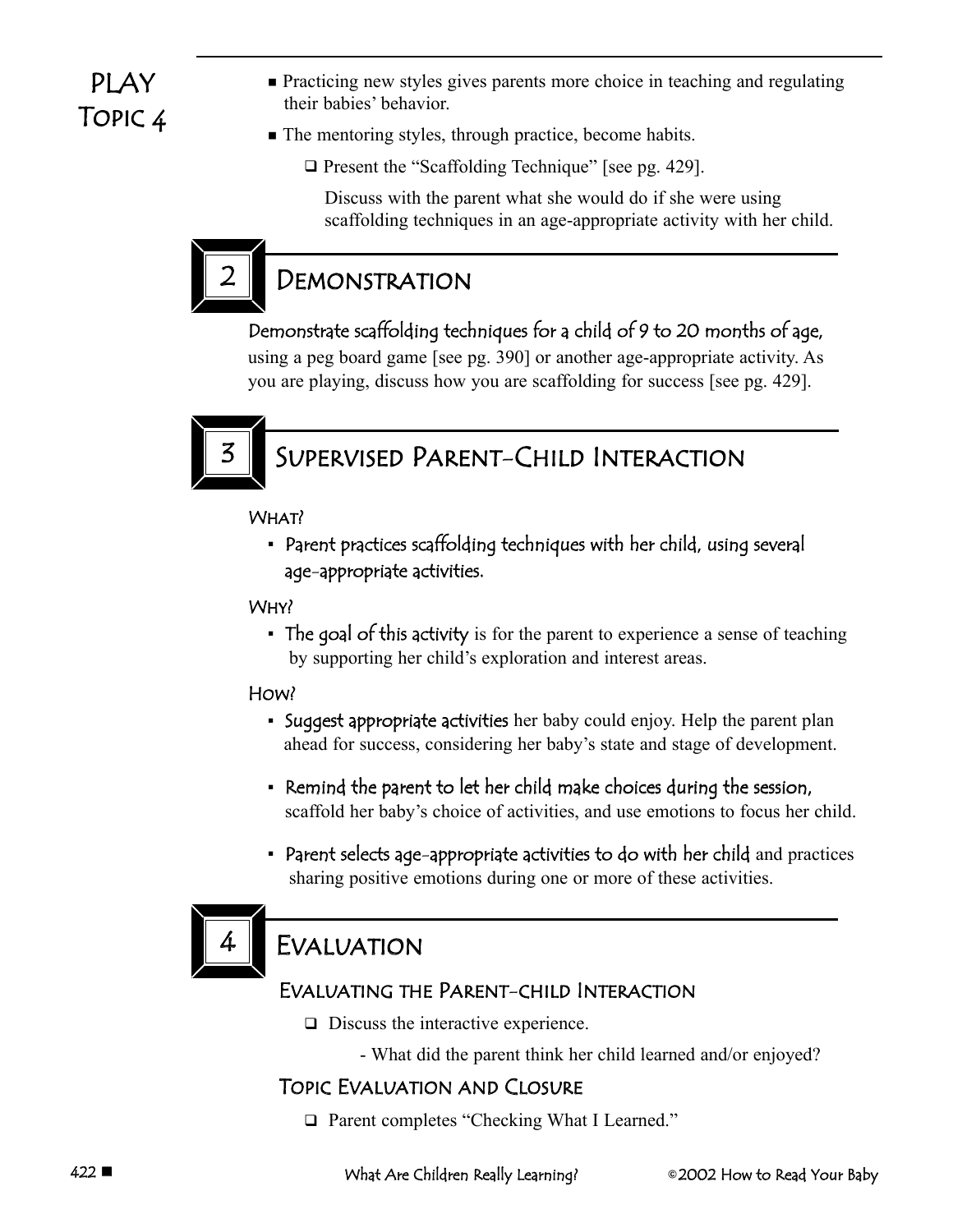PLAY
TOPIC 4

- Practicing new styles gives parents more choice in teaching and regulating their babies' behavior.
- The mentoring styles, through practice, become habits.
  - ❑ Present the "Scaffolding Technique" [see pg. 429].

    Discuss with the parent what she would do if she were using scaffolding techniques in an age-appropriate activity with her child.

## 2 DEMONSTRATION

**Demonstrate scaffolding techniques for a child of 9 to 20 months of age,** using a peg board game [see pg. 390] or another age-appropriate activity. As you are playing, discuss how you are scaffolding for success [see pg. 429].

## 3 SUPERVISED PARENT-CHILD INTERACTION

### WHAT?

- **Parent practices scaffolding techniques with her child, using several age-appropriate activities.**

### WHY?

- **The goal of this activity** is for the parent to experience a sense of teaching by supporting her child's exploration and interest areas.

### HOW?

- **Suggest appropriate activities** her baby could enjoy. Help the parent plan ahead for success, considering her baby's state and stage of development.
- **Remind the parent to let her child make choices during the session,** scaffold her baby's choice of activities, and use emotions to focus her child.
- **Parent selects age-appropriate activities to do with her child** and practices sharing positive emotions during one or more of these activities.

## 4 EVALUATION

### EVALUATING THE PARENT-CHILD INTERACTION

- ❑ Discuss the interactive experience.
  - What did the parent think her child learned and/or enjoyed?

### TOPIC EVALUATION AND CLOSURE

- ❑ Parent completes "Checking What I Learned."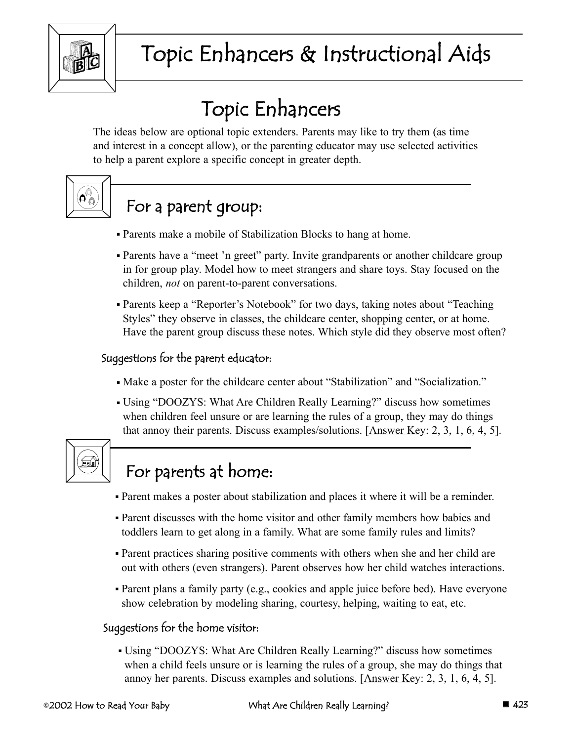# Topic Enhancers & Instructional Aids

## Topic Enhancers

The ideas below are optional topic extenders. Parents may like to try them (as time and interest in a concept allow), or the parenting educator may use selected activities to help a parent explore a specific concept in greater depth.

### For a parent group:

- Parents make a mobile of Stabilization Blocks to hang at home.
- Parents have a "meet 'n greet" party. Invite grandparents or another childcare group in for group play. Model how to meet strangers and share toys. Stay focused on the children, *not* on parent-to-parent conversations.
- Parents keep a "Reporter's Notebook" for two days, taking notes about "Teaching Styles" they observe in classes, the childcare center, shopping center, or at home. Have the parent group discuss these notes. Which style did they observe most often?

#### Suggestions for the parent educator:

- Make a poster for the childcare center about "Stabilization" and "Socialization."
- Using "DOOZYS: What Are Children Really Learning?" discuss how sometimes when children feel unsure or are learning the rules of a group, they may do things that annoy their parents. Discuss examples/solutions. [Answer Key: 2, 3, 1, 6, 4, 5].

### For parents at home:

- Parent makes a poster about stabilization and places it where it will be a reminder.
- Parent discusses with the home visitor and other family members how babies and toddlers learn to get along in a family. What are some family rules and limits?
- Parent practices sharing positive comments with others when she and her child are out with others (even strangers). Parent observes how her child watches interactions.
- Parent plans a family party (e.g., cookies and apple juice before bed). Have everyone show celebration by modeling sharing, courtesy, helping, waiting to eat, etc.

#### Suggestions for the home visitor:

- Using "DOOZYS: What Are Children Really Learning?" discuss how sometimes when a child feels unsure or is learning the rules of a group, she may do things that annoy her parents. Discuss examples and solutions. [Answer Key: 2, 3, 1, 6, 4, 5].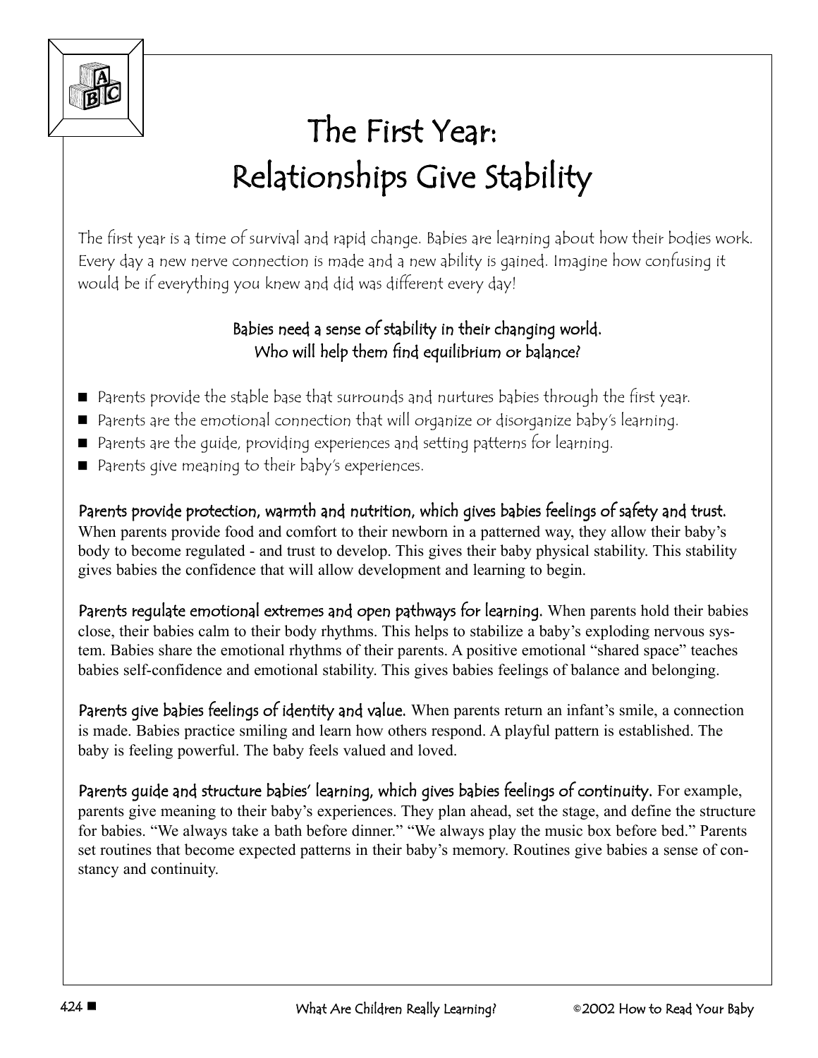# The First Year: Relationships Give Stability

The first year is a time of survival and rapid change. Babies are learning about how their bodies work. Every day a new nerve connection is made and a new ability is gained. Imagine how confusing it would be if everything you knew and did was different every day!

**Babies need a sense of stability in their changing world.**
**Who will help them find equilibrium or balance?**

- Parents provide the stable base that surrounds and nurtures babies through the first year.
- Parents are the emotional connection that will organize or disorganize baby's learning.
- Parents are the guide, providing experiences and setting patterns for learning.
- Parents give meaning to their baby's experiences.

**Parents provide protection, warmth and nutrition, which gives babies feelings of safety and trust.** When parents provide food and comfort to their newborn in a patterned way, they allow their baby's body to become regulated - and trust to develop. This gives their baby physical stability. This stability gives babies the confidence that will allow development and learning to begin.

**Parents regulate emotional extremes and open pathways for learning.** When parents hold their babies close, their babies calm to their body rhythms. This helps to stabilize a baby's exploding nervous system. Babies share the emotional rhythms of their parents. A positive emotional "shared space" teaches babies self-confidence and emotional stability. This gives babies feelings of balance and belonging.

**Parents give babies feelings of identity and value.** When parents return an infant's smile, a connection is made. Babies practice smiling and learn how others respond. A playful pattern is established. The baby is feeling powerful. The baby feels valued and loved.

**Parents guide and structure babies' learning, which gives babies feelings of continuity.** For example, parents give meaning to their baby's experiences. They plan ahead, set the stage, and define the structure for babies. "We always take a bath before dinner." "We always play the music box before bed." Parents set routines that become expected patterns in their baby's memory. Routines give babies a sense of constancy and continuity.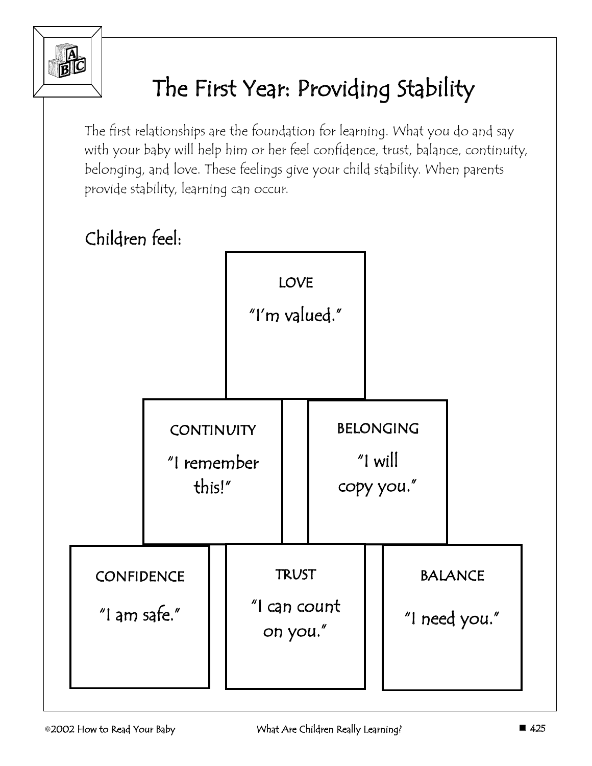# The First Year: Providing Stability

The first relationships are the foundation for learning. What you do and say with your baby will help him or her feel confidence, trust, balance, continuity, belonging, and love. These feelings give your child stability. When parents provide stability, learning can occur.

## Children feel:

**LOVE**
"I'm valued."

**CONTINUITY**
"I remember this!"

**BELONGING**
"I will copy you."

**CONFIDENCE**
"I am safe."

**TRUST**
"I can count on you."

**BALANCE**
"I need you."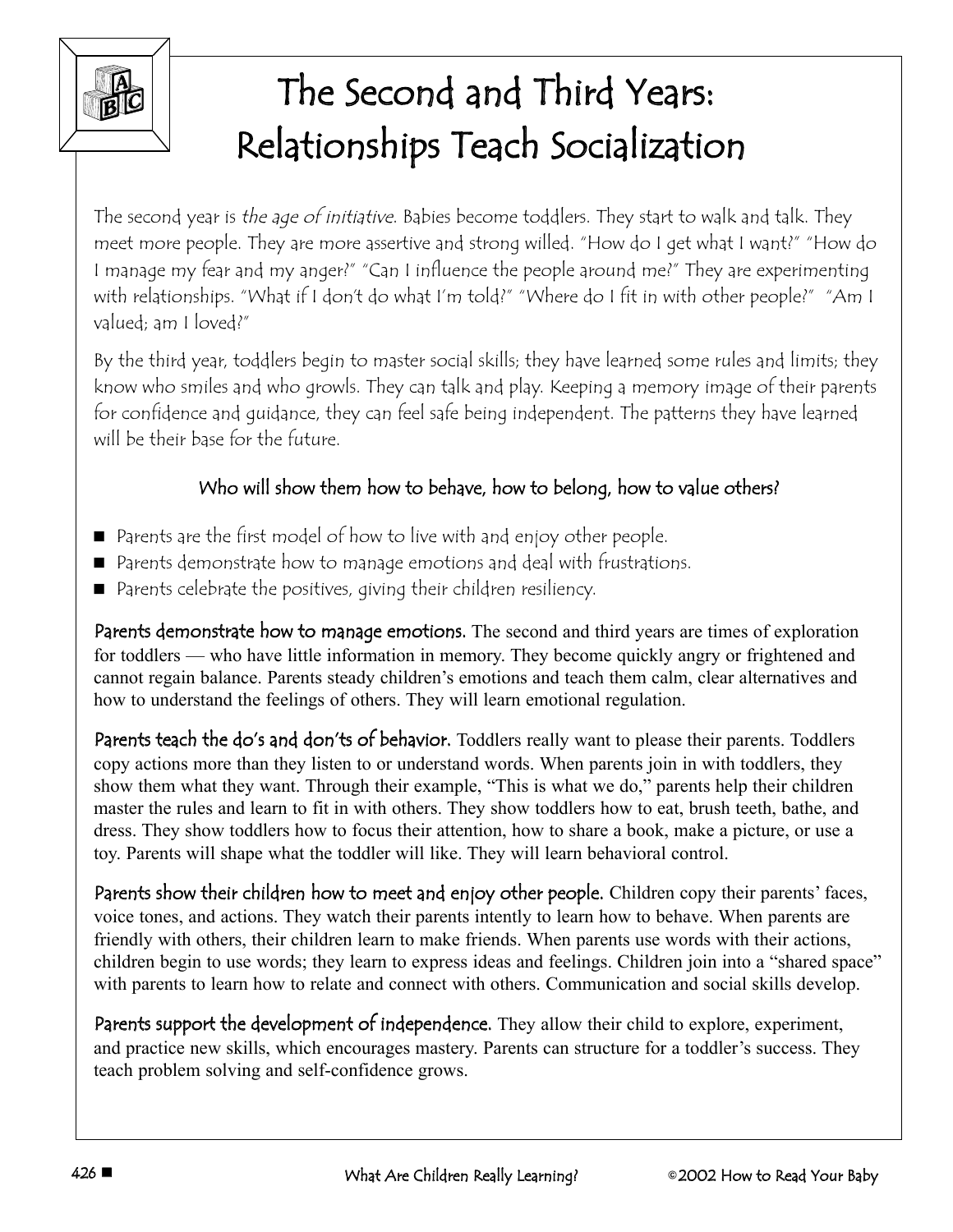# The Second and Third Years: Relationships Teach Socialization

The second year is *the age of initiative*. Babies become toddlers. They start to walk and talk. They meet more people. They are more assertive and strong willed. "How do I get what I want?" "How do I manage my fear and my anger?" "Can I influence the people around me?" They are experimenting with relationships. "What if I don't do what I'm told?" "Where do I fit in with other people?" "Am I valued; am I loved?"

By the third year, toddlers begin to master social skills; they have learned some rules and limits; they know who smiles and who growls. They can talk and play. Keeping a memory image of their parents for confidence and guidance, they can feel safe being independent. The patterns they have learned will be their base for the future.

### Who will show them how to behave, how to belong, how to value others?

- Parents are the first model of how to live with and enjoy other people.
- Parents demonstrate how to manage emotions and deal with frustrations.
- Parents celebrate the positives, giving their children resiliency.

**Parents demonstrate how to manage emotions.** The second and third years are times of exploration for toddlers — who have little information in memory. They become quickly angry or frightened and cannot regain balance. Parents steady children's emotions and teach them calm, clear alternatives and how to understand the feelings of others. They will learn emotional regulation.

**Parents teach the do's and don'ts of behavior.** Toddlers really want to please their parents. Toddlers copy actions more than they listen to or understand words. When parents join in with toddlers, they show them what they want. Through their example, "This is what we do," parents help their children master the rules and learn to fit in with others. They show toddlers how to eat, brush teeth, bathe, and dress. They show toddlers how to focus their attention, how to share a book, make a picture, or use a toy. Parents will shape what the toddler will like. They will learn behavioral control.

**Parents show their children how to meet and enjoy other people.** Children copy their parents' faces, voice tones, and actions. They watch their parents intently to learn how to behave. When parents are friendly with others, their children learn to make friends. When parents use words with their actions, children begin to use words; they learn to express ideas and feelings. Children join into a "shared space" with parents to learn how to relate and connect with others. Communication and social skills develop.

**Parents support the development of independence.** They allow their child to explore, experiment, and practice new skills, which encourages mastery. Parents can structure for a toddler's success. They teach problem solving and self-confidence grows.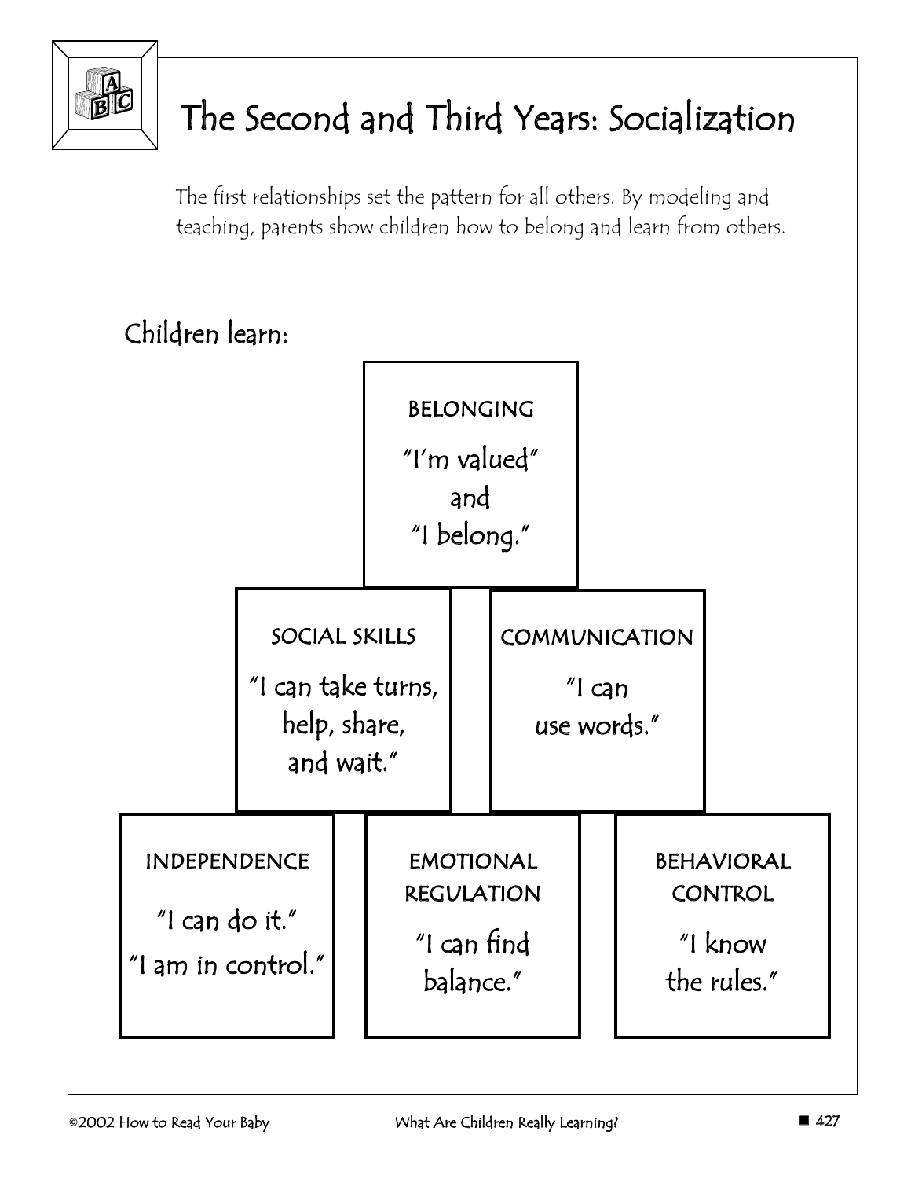# The Second and Third Years: Socialization

The first relationships set the pattern for all others. By modeling and teaching, parents show children how to belong and learn from others.

## Children learn:

**BELONGING**

"I'm valued" and "I belong."

**SOCIAL SKILLS**

"I can take turns, help, share, and wait."

**COMMUNICATION**

"I can use words."

**INDEPENDENCE**

"I can do it." "I am in control."

**EMOTIONAL REGULATION**

"I can find balance."

**BEHAVIORAL CONTROL**

"I know the rules."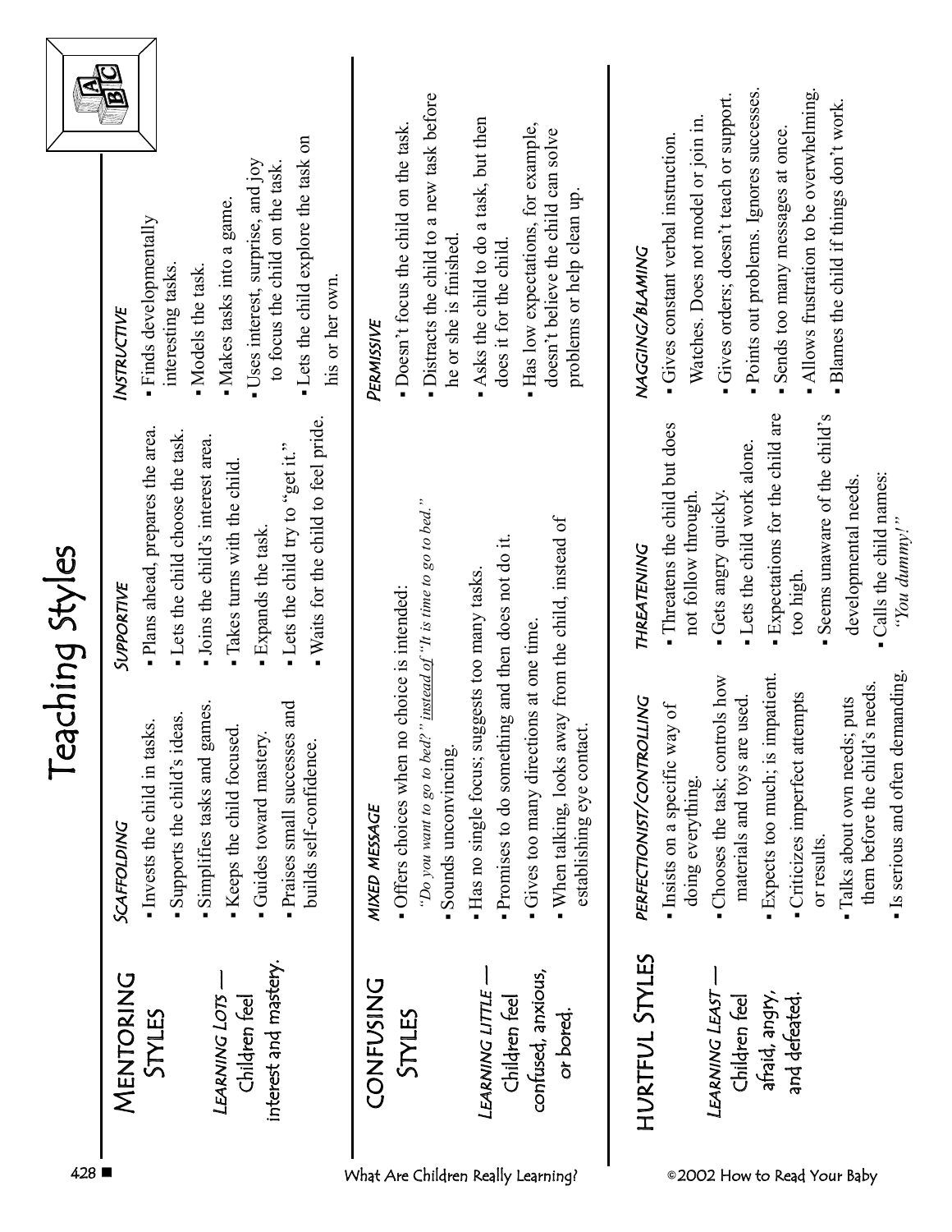# Teaching Styles

## MENTORING STYLES

*LEARNING LOTS* — Children feel interest and mastery.

### SCAFFOLDING

- Invests the child in tasks.
- Supports the child's ideas.
- Simplifies tasks and games.
- Keeps the child focused.
- Guides toward mastery.
- Praises small successes and builds self-confidence.

### SUPPORTIVE

- Plans ahead, prepares the area.
- Lets the child choose the task.
- Joins the child's interest area.
- Takes turns with the child.
- Expands the task.
- Lets the child try to "get it."
- Waits for the child to feel pride.

### INSTRUCTIVE

- Finds developmentally interesting tasks.
- Models the task.
- Makes tasks into a game.
- Uses interest, surprise, and joy to focus the child on the task.
- Lets the child explore the task on his or her own.

## CONFUSING STYLES

*LEARNING LITTLE* — Children feel confused, anxious, or bored.

### MIXED MESSAGE

- Offers choices when no choice is intended: *"Do you want to go to bed?" instead of "It is time to go to bed."*
- Sounds unconvincing.
- Has no single focus; suggests too many tasks.
- Promises to do something and then does not do it.
- Gives too many directions at one time.
- When talking, looks away from the child, instead of establishing eye contact.

### PERMISSIVE

- Doesn't focus the child on the task.
- Distracts the child to a new task before he or she is finished.
- Asks the child to do a task, but then does it for the child.
- Has low expectations, for example, doesn't believe the child can solve problems or help clean up.

## HURTFUL STYLES

*LEARNING LEAST* — Children feel afraid, angry, and defeated.

### PERFECTIONIST/CONTROLLING

- Insists on a specific way of doing everything.
- Chooses the task; controls how materials and toys are used.
- Expects too much; is impatient.
- Criticizes imperfect attempts or results.
- Talks about own needs; puts them before the child's needs.
- Is serious and often demanding.

### THREATENING

- Threatens the child but does not follow through.
- Gets angry quickly.
- Lets the child work alone.
- Expectations for the child are too high.
- Seems unaware of the child's developmental needs.
- Calls the child names: *"You dummy!"*

### NAGGING/BLAMING

- Gives constant verbal instruction. Watches. Does not model or join in.
- Gives orders; doesn't teach or support.
- Points out problems. Ignores successes.
- Sends too many messages at once.
- Allows frustration to be overwhelming.
- Blames the child if things don't work.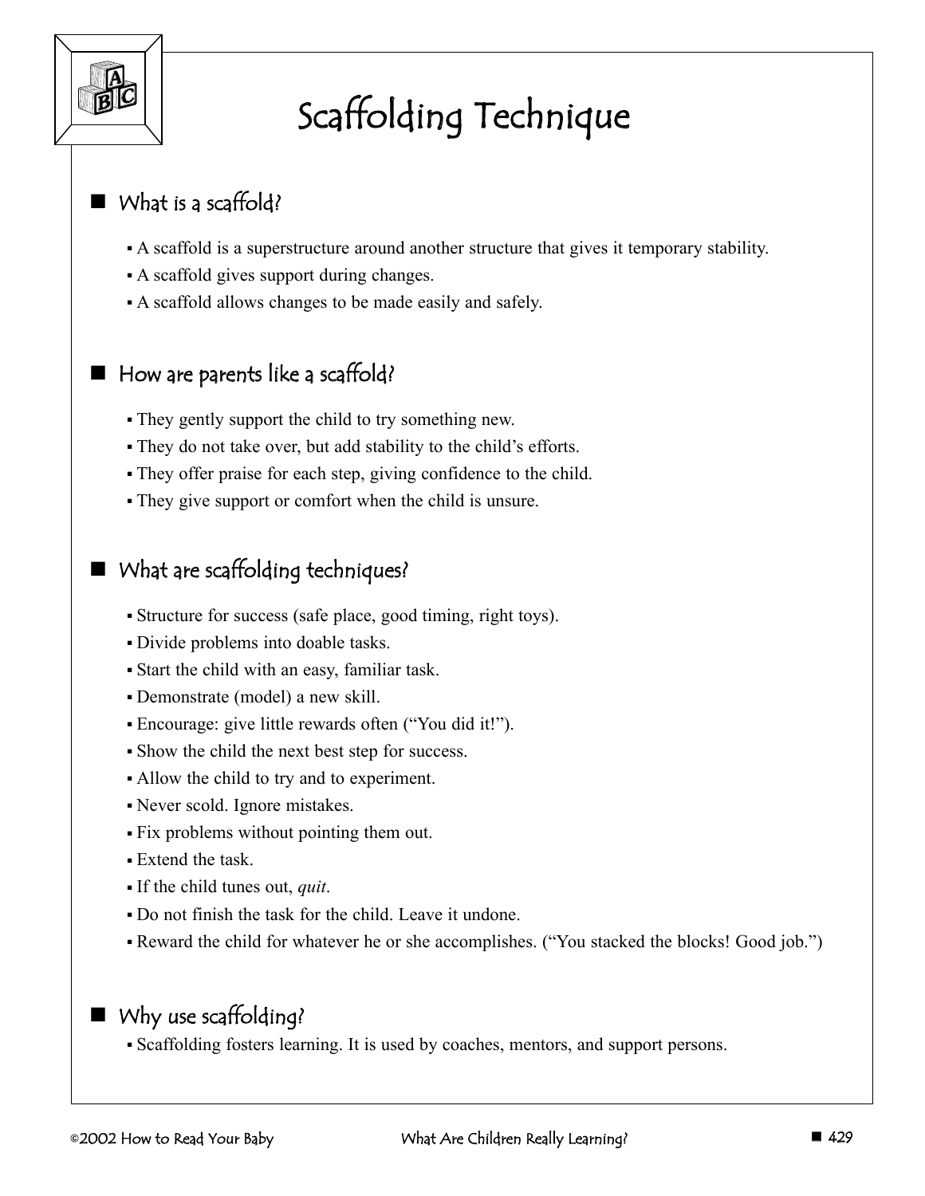# Scaffolding Technique

## What is a scaffold?

- A scaffold is a superstructure around another structure that gives it temporary stability.
- A scaffold gives support during changes.
- A scaffold allows changes to be made easily and safely.

## How are parents like a scaffold?

- They gently support the child to try something new.
- They do not take over, but add stability to the child's efforts.
- They offer praise for each step, giving confidence to the child.
- They give support or comfort when the child is unsure.

## What are scaffolding techniques?

- Structure for success (safe place, good timing, right toys).
- Divide problems into doable tasks.
- Start the child with an easy, familiar task.
- Demonstrate (model) a new skill.
- Encourage: give little rewards often ("You did it!").
- Show the child the next best step for success.
- Allow the child to try and to experiment.
- Never scold. Ignore mistakes.
- Fix problems without pointing them out.
- Extend the task.
- If the child tunes out, *quit*.
- Do not finish the task for the child. Leave it undone.
- Reward the child for whatever he or she accomplishes. ("You stacked the blocks! Good job.")

## Why use scaffolding?

- Scaffolding fosters learning. It is used by coaches, mentors, and support persons.